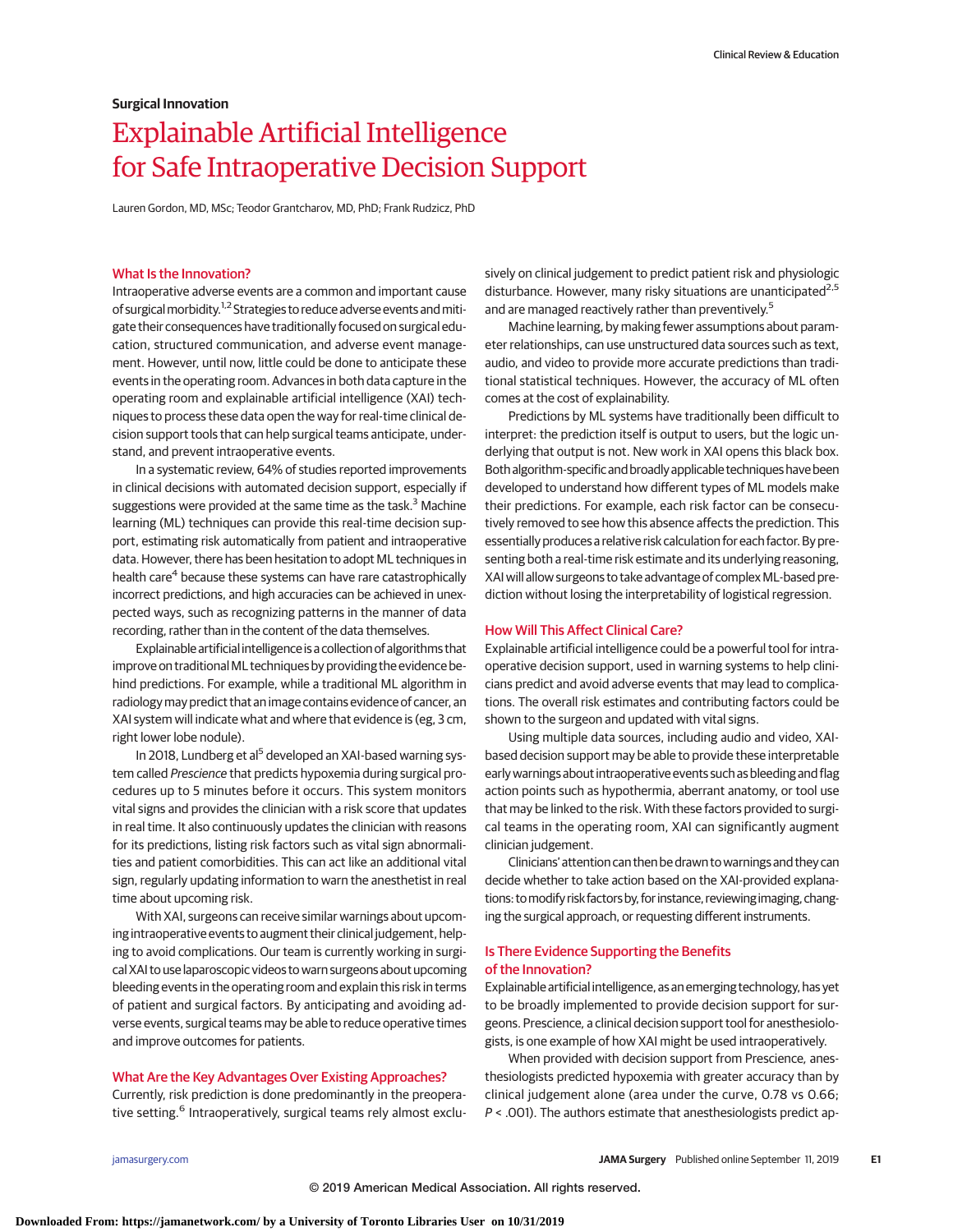Surgical Innovation

# Explainable Artificial Intelligence for Safe Intraoperative Decision Support

Lauren Gordon, MD, MSc; Teodor Grantcharov, MD, PhD; Frank Rudzicz, PhD

## What Is the Innovation?

Intraoperative adverse events are a common and important cause of surgical morbidity.[1,2] Strategies to reduce adverse events and mitigate their consequences have traditionally focused on surgical education, structured communication, and adverse event management. However, until now, little could be done to anticipate these events in the operating room. Advances in both data capture in the operating room and explainable artificial intelligence (XAI) techniques to process these data open the way for real-time clinical decision support tools that can help surgical teams anticipate, understand, and prevent intraoperative events.

In a systematic review, 64% of studies reported improvements in clinical decisions with automated decision support, especially if suggestions were provided at the same time as the task.[3] Machine learning (ML) techniques can provide this real-time decision support, estimating risk automatically from patient and intraoperative data. However, there has been hesitation to adopt ML techniques in health care[4] because these systems can have rare catastrophically incorrect predictions, and high accuracies can be achieved in unexpected ways, such as recognizing patterns in the manner of data recording, rather than in the content of the data themselves.

Explainable artificial intelligence is a collection of algorithms that improve on traditional ML techniques by providing the evidence behind predictions. For example, while a traditional ML algorithm in radiology may predict that an image contains evidence of cancer, an XAI system will indicate what and where that evidence is (eg, 3 cm, right lower lobe nodule).

In 2018, Lundberg et al[5] developed an XAI-based warning system called *Prescience* that predicts hypoxemia during surgical procedures up to 5 minutes before it occurs. This system monitors vital signs and provides the clinician with a risk score that updates in real time. It also continuously updates the clinician with reasons for its predictions, listing risk factors such as vital sign abnormalities and patient comorbidities. This can act like an additional vital sign, regularly updating information to warn the anesthetist in real time about upcoming risk.

With XAI, surgeons can receive similar warnings about upcoming intraoperative events to augment their clinical judgement, helping to avoid complications. Our team is currently working in surgical XAI to use laparoscopic videos to warn surgeons about upcoming bleeding events in the operating room and explain this risk in terms of patient and surgical factors. By anticipating and avoiding adverse events, surgical teams may be able to reduce operative times and improve outcomes for patients.

## What Are the Key Advantages Over Existing Approaches?

Currently, risk prediction is done predominantly in the preoperative setting.[6] Intraoperatively, surgical teams rely almost exclusively on clinical judgement to predict patient risk and physiologic disturbance. However, many risky situations are unanticipated[2,5] and are managed reactively rather than preventively.[5]

Machine learning, by making fewer assumptions about parameter relationships, can use unstructured data sources such as text, audio, and video to provide more accurate predictions than traditional statistical techniques. However, the accuracy of ML often comes at the cost of explainability.

Predictions by ML systems have traditionally been difficult to interpret: the prediction itself is output to users, but the logic underlying that output is not. New work in XAI opens this black box. Both algorithm-specific and broadly applicable techniques have been developed to understand how different types of ML models make their predictions. For example, each risk factor can be consecutively removed to see how this absence affects the prediction. This essentially produces a relative risk calculation for each factor. By presenting both a real-time risk estimate and its underlying reasoning, XAI will allow surgeons to take advantage of complex ML-based prediction without losing the interpretability of logistical regression.

## How Will This Affect Clinical Care?

Explainable artificial intelligence could be a powerful tool for intraoperative decision support, used in warning systems to help clinicians predict and avoid adverse events that may lead to complications. The overall risk estimates and contributing factors could be shown to the surgeon and updated with vital signs.

Using multiple data sources, including audio and video, XAI-based decision support may be able to provide these interpretable early warnings about intraoperative events such as bleeding and flag action points such as hypothermia, aberrant anatomy, or tool use that may be linked to the risk. With these factors provided to surgical teams in the operating room, XAI can significantly augment clinician judgement.

Clinicians' attention can then be drawn to warnings and they can decide whether to take action based on the XAI-provided explanations: to modify risk factors by, for instance, reviewing imaging, changing the surgical approach, or requesting different instruments.

## Is There Evidence Supporting the Benefits of the Innovation?

Explainable artificial intelligence, as an emerging technology, has yet to be broadly implemented to provide decision support for surgeons. Prescience, a clinical decision support tool for anesthesiologists, is one example of how XAI might be used intraoperatively.

When provided with decision support from Prescience, anesthesiologists predicted hypoxemia with greater accuracy than by clinical judgement alone (area under the curve, 0.78 vs 0.66; $P < .001$). The authors estimate that anesthesiologists predict ap-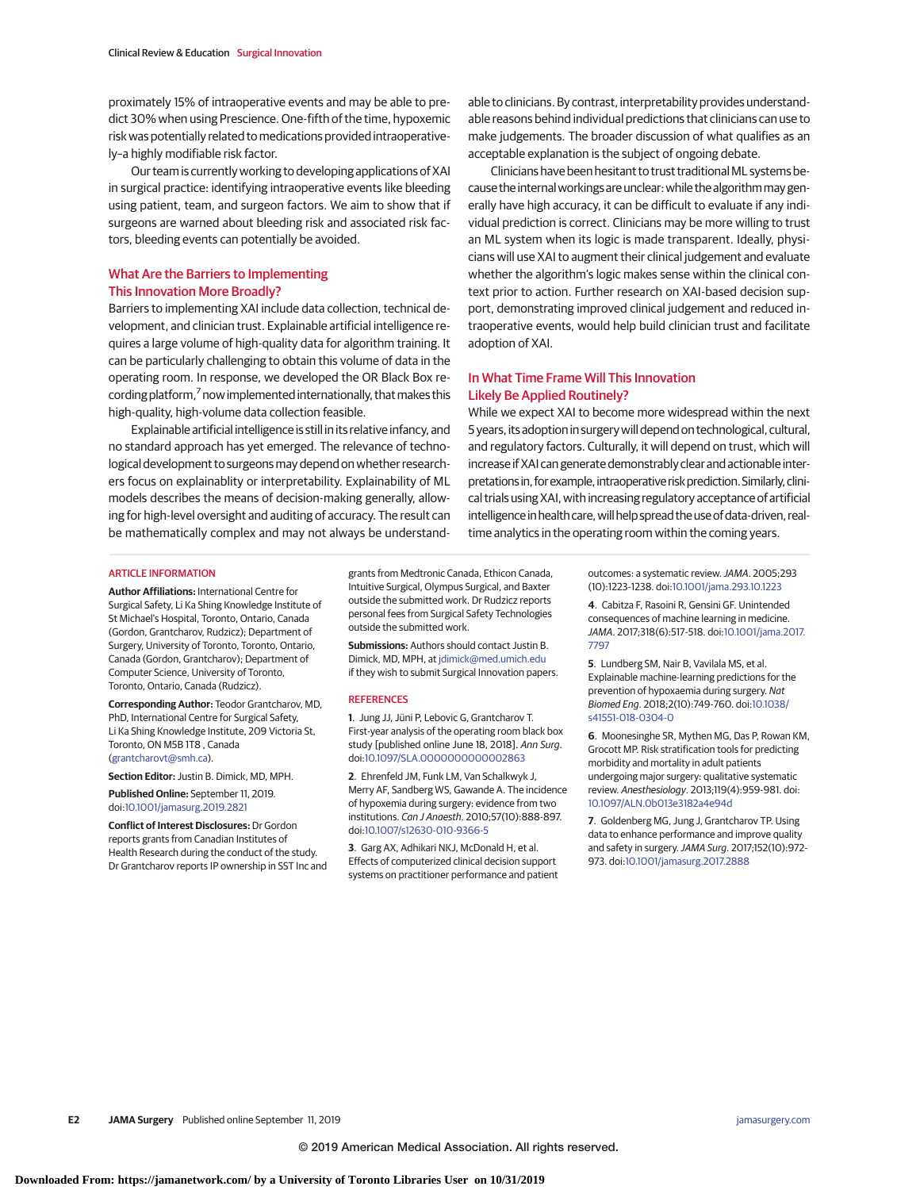proximately 15% of intraoperative events and may be able to predict 30% when using Prescience. One-fifth of the time, hypoxemic risk was potentially related to medications provided intraoperatively–a highly modifiable risk factor.

Our team is currently working to developing applications of XAI in surgical practice: identifying intraoperative events like bleeding using patient, team, and surgeon factors. We aim to show that if surgeons are warned about bleeding risk and associated risk factors, bleeding events can potentially be avoided.

## What Are the Barriers to Implementing This Innovation More Broadly?

Barriers to implementing XAI include data collection, technical development, and clinician trust. Explainable artificial intelligence requires a large volume of high-quality data for algorithm training. It can be particularly challenging to obtain this volume of data in the operating room. In response, we developed the OR Black Box recording platform,[7] now implemented internationally, that makes this high-quality, high-volume data collection feasible.

Explainable artificial intelligence is still in its relative infancy, and no standard approach has yet emerged. The relevance of technological development to surgeons may depend on whether researchers focus on explainablity or interpretability. Explainability of ML models describes the means of decision-making generally, allowing for high-level oversight and auditing of accuracy. The result can be mathematically complex and may not always be understandable to clinicians. By contrast, interpretability provides understandable reasons behind individual predictions that clinicians can use to make judgements. The broader discussion of what qualifies as an acceptable explanation is the subject of ongoing debate.

Clinicians have been hesitant to trust traditional ML systems because the internal workings are unclear: while the algorithm may generally have high accuracy, it can be difficult to evaluate if any individual prediction is correct. Clinicians may be more willing to trust an ML system when its logic is made transparent. Ideally, physicians will use XAI to augment their clinical judgement and evaluate whether the algorithm's logic makes sense within the clinical context prior to action. Further research on XAI-based decision support, demonstrating improved clinical judgement and reduced intraoperative events, would help build clinician trust and facilitate adoption of XAI.

## In What Time Frame Will This Innovation Likely Be Applied Routinely?

While we expect XAI to become more widespread within the next 5 years, its adoption in surgery will depend on technological, cultural, and regulatory factors. Culturally, it will depend on trust, which will increase if XAI can generate demonstrably clear and actionable interpretations in, for example, intraoperative risk prediction. Similarly, clinical trials using XAI, with increasing regulatory acceptance of artificial intelligence in health care, will help spread the use of data-driven, real-time analytics in the operating room within the coming years.

### ARTICLE INFORMATION

**Author Affiliations:** International Centre for Surgical Safety, Li Ka Shing Knowledge Institute of St Michael's Hospital, Toronto, Ontario, Canada (Gordon, Grantcharov, Rudzicz); Department of Surgery, University of Toronto, Toronto, Ontario, Canada (Gordon, Grantcharov); Department of Computer Science, University of Toronto, Toronto, Ontario, Canada (Rudzicz).

**Corresponding Author:** Teodor Grantcharov, MD, PhD, International Centre for Surgical Safety, Li Ka Shing Knowledge Institute, 209 Victoria St, Toronto, ON M5B 1T8 , Canada (grantcharovt@smh.ca).

**Section Editor:** Justin B. Dimick, MD, MPH.

**Published Online:** September 11, 2019. doi:10.1001/jamasurg.2019.2821

**Conflict of Interest Disclosures:** Dr Gordon reports grants from Canadian Institutes of Health Research during the conduct of the study. Dr Grantcharov reports IP ownership in SST Inc and grants from Medtronic Canada, Ethicon Canada, Intuitive Surgical, Olympus Surgical, and Baxter outside the submitted work. Dr Rudzicz reports personal fees from Surgical Safety Technologies outside the submitted work.

**Submissions:** Authors should contact Justin B. Dimick, MD, MPH, at jdimick@med.umich.edu if they wish to submit Surgical Innovation papers.

### REFERENCES

1. Jung JJ, Jüni P, Lebovic G, Grantcharov T. First-year analysis of the operating room black box study [published online June 18, 2018]. *Ann Surg*. doi:10.1097/SLA.0000000000002863

2. Ehrenfeld JM, Funk LM, Van Schalkwyk J, Merry AF, Sandberg WS, Gawande A. The incidence of hypoxemia during surgery: evidence from two institutions. *Can J Anaesth*. 2010;57(10):888-897. doi:10.1007/s12630-010-9366-5

3. Garg AX, Adhikari NKJ, McDonald H, et al. Effects of computerized clinical decision support systems on practitioner performance and patient outcomes: a systematic review. *JAMA*. 2005;293(10):1223-1238. doi:10.1001/jama.293.10.1223

4. Cabitza F, Rasoini R, Gensini GF. Unintended consequences of machine learning in medicine. *JAMA*. 2017;318(6):517-518. doi:10.1001/jama.2017.7797

5. Lundberg SM, Nair B, Vavilala MS, et al. Explainable machine-learning predictions for the prevention of hypoxaemia during surgery. *Nat Biomed Eng*. 2018;2(10):749-760. doi:10.1038/s41551-018-0304-0

6. Moonesinghe SR, Mythen MG, Das P, Rowan KM, Grocott MP. Risk stratification tools for predicting morbidity and mortality in adult patients undergoing major surgery: qualitative systematic review. *Anesthesiology*. 2013;119(4):959-981. doi:10.1097/ALN.0b013e3182a4e94d

7. Goldenberg MG, Jung J, Grantcharov TP. Using data to enhance performance and improve quality and safety in surgery. *JAMA Surg*. 2017;152(10):972-973. doi:10.1001/jamasurg.2017.2888